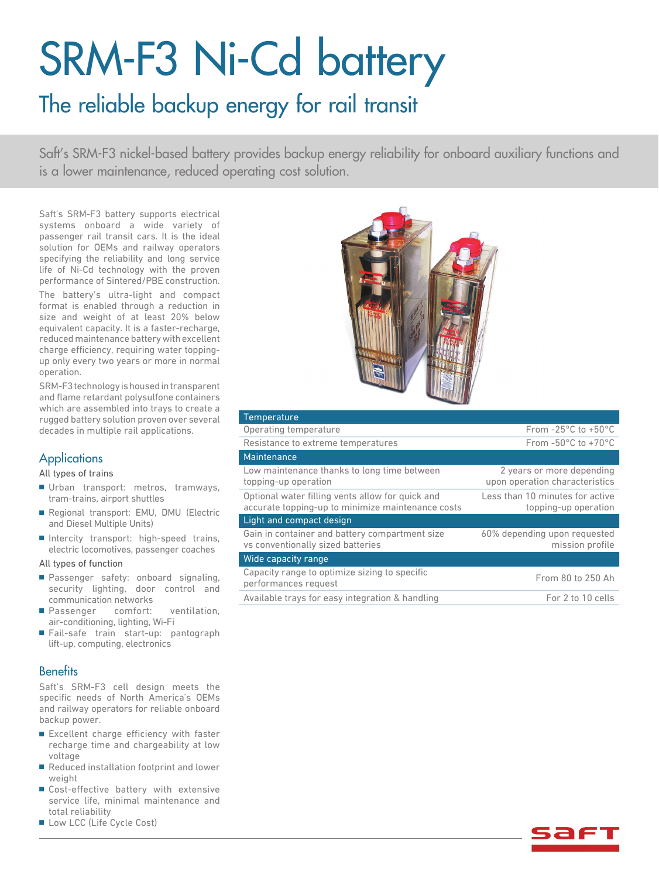# SRM-F3 Ni-Cd battery

## The reliable backup energy for rail transit

Saft's SRM-F3 nickel-based battery provides backup energy reliability for onboard auxiliary functions and is a lower maintenance, reduced operating cost solution.

Saft's SRM-F3 battery supports electrical systems onboard a wide variety of passenger rail transit cars. It is the ideal solution for OEMs and railway operators specifying the reliability and long service life of Ni-Cd technology with the proven performance of Sintered/PBE construction.

The battery's ultra-light and compact format is enabled through a reduction in size and weight of at least 20% below equivalent capacity. It is a faster-recharge, reduced maintenance battery with excellent charge efficiency, requiring water topping-up only every two years or more in normal operation.

SRM-F3 technology is housed in transparent and flame retardant polysulfone containers which are assembled into trays to create a rugged battery solution proven over several decades in multiple rail applications.

### Applications

All types of trains

- Urban transport: metros, tramways, tram-trains, airport shuttles
- Regional transport: EMU, DMU (Electric and Diesel Multiple Units)
- Intercity transport: high-speed trains, electric locomotives, passenger coaches

All types of function

- Passenger safety: onboard signaling, security lighting, door control and communication networks
- Passenger comfort: ventilation, air-conditioning, lighting, Wi-Fi
- Fail-safe train start-up: pantograph lift-up, computing, electronics

### Benefits

Saft's SRM-F3 cell design meets the specific needs of North America's OEMs and railway operators for reliable onboard backup power.

- Excellent charge efficiency with faster recharge time and chargeability at low voltage
- Reduced installation footprint and lower weight
- Cost-effective battery with extensive service life, minimal maintenance and total reliability
- Low LCC (Life Cycle Cost)

| Temperature | |
|---|---|
| Operating temperature | From -25°C to +50°C |
| Resistance to extreme temperatures | From -50°C to +70°C |
| **Maintenance** | |
| Low maintenance thanks to long time between topping-up operation | 2 years or more depending upon operation characteristics |
| Optional water filling vents allow for quick and accurate topping-up to minimize maintenance costs | Less than 10 minutes for active topping-up operation |
| **Light and compact design** | |
| Gain in container and battery compartment size vs conventionally sized batteries | 60% depending upon requested mission profile |
| **Wide capacity range** | |
| Capacity range to optimize sizing to specific performances request | From 80 to 250 Ah |
| Available trays for easy integration & handling | For 2 to 10 cells |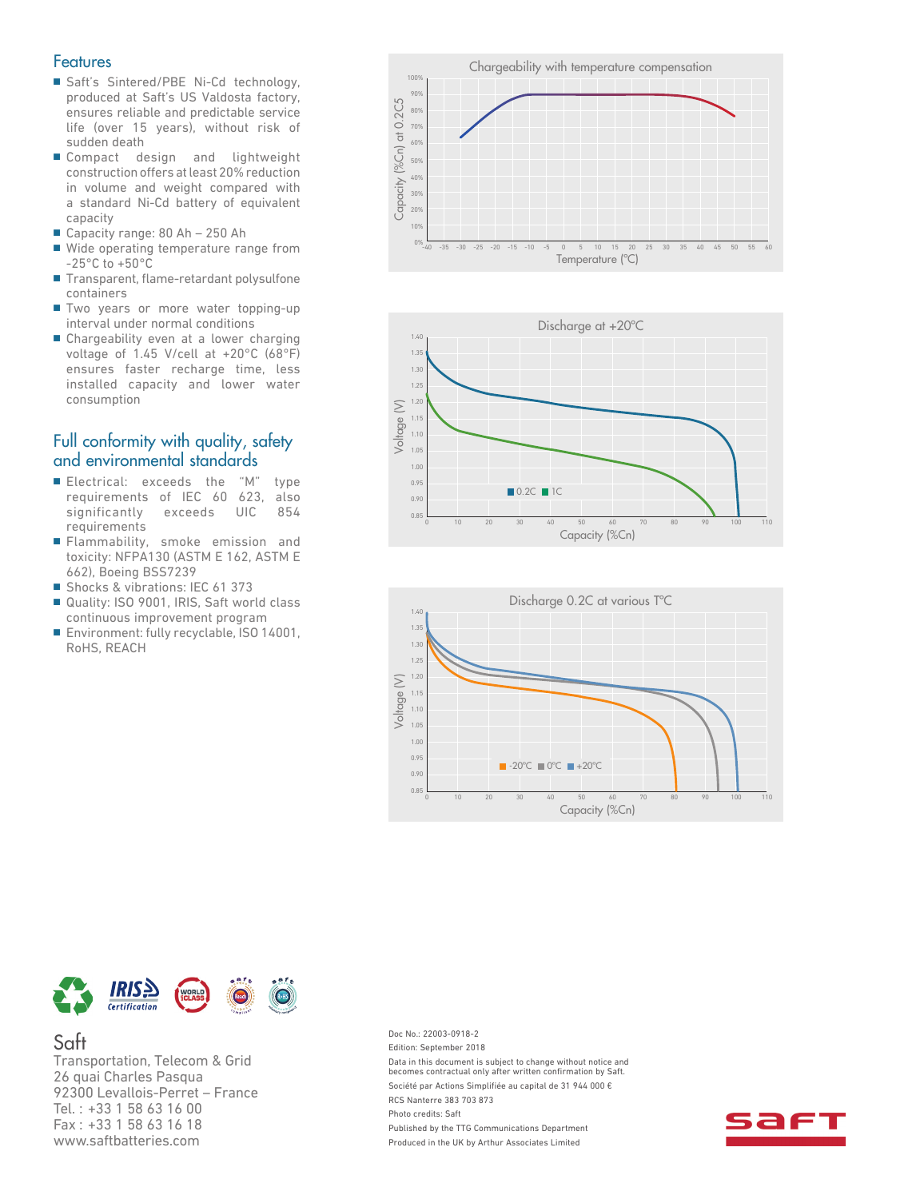## Features

- Saft's Sintered/PBE Ni-Cd technology, produced at Saft's US Valdosta factory, ensures reliable and predictable service life (over 15 years), without risk of sudden death
- Compact design and lightweight construction offers at least 20% reduction in volume and weight compared with a standard Ni-Cd battery of equivalent capacity
- Capacity range: 80 Ah – 250 Ah
- Wide operating temperature range from -25°C to +50°C
- Transparent, flame-retardant polysulfone containers
- Two years or more water topping-up interval under normal conditions
- Chargeability even at a lower charging voltage of 1.45 V/cell at +20°C (68°F) ensures faster recharge time, less installed capacity and lower water consumption

## Full conformity with quality, safety and environmental standards

- Electrical: exceeds the "M" type requirements of IEC 60 623, also significantly exceeds UIC 854 requirements
- Flammability, smoke emission and toxicity: NFPA130 (ASTM E 162, ASTM E 662), Boeing BSS7239
- Shocks & vibrations: IEC 61 373
- Quality: ISO 9001, IRIS, Saft world class continuous improvement program
- Environment: fully recyclable, ISO 14001, RoHS, REACH

Chargeability with temperature compensation

Capacity (%Cn) at 0.2C5

0% 10% 20% 30% 40% 50% 60% 70% 80% 90% 100%

-40 -35 -30 -25 -20 -15 -10 -5 0 5 10 15 20 25 30 35 40 45 50 55 60

Temperature (°C)

Discharge at +20°C

Voltage (V)

0.85 0.90 0.95 1.00 1.05 1.10 1.15 1.20 1.25 1.30 1.35 1.40

0 10 20 30 40 50 60 70 80 90 100 110

Capacity (%Cn)

0.2C 1C

Discharge 0.2C at various T°C

Voltage (V)

0.85 0.90 0.95 1.00 1.05 1.10 1.15 1.20 1.25 1.30 1.35 1.40

0 10 20 30 40 50 60 70 80 90 100 110

Capacity (%Cn)

-20°C 0°C +20°C

IRIS Certification

WORLD CLASS

Saft
Transportation, Telecom & Grid
26 quai Charles Pasqua
92300 Levallois-Perret – France
Tel. : +33 1 58 63 16 00
Fax : +33 1 58 63 16 18
www.saftbatteries.com

Doc No.: 22003-0918-2
Edition: September 2018
Data in this document is subject to change without notice and becomes contractual only after written confirmation by Saft.
Société par Actions Simplifiée au capital de 31 944 000 €
RCS Nanterre 383 703 873
Photo credits: Saft
Published by the TTG Communications Department
Produced in the UK by Arthur Associates Limited

saft